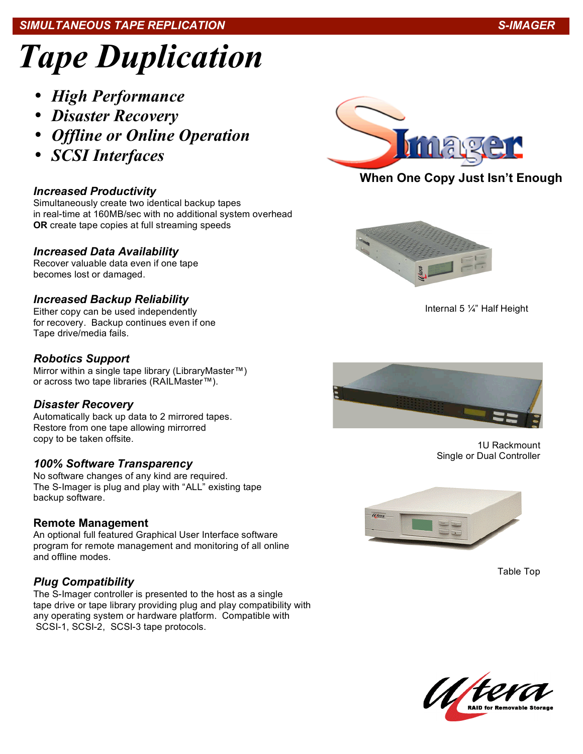SIMULTANEOUS TAPE REPLICATION — S-IMAGER

# Tape Duplication

- *High Performance*
- *Disaster Recovery*
- *Offline or Online Operation*
- *SCSI Interfaces*

**When One Copy Just Isn't Enough**

### *Increased Productivity*

Simultaneously create two identical backup tapes in real-time at 160MB/sec with no additional system overhead **OR** create tape copies at full streaming speeds

### *Increased Data Availability*

Recover valuable data even if one tape becomes lost or damaged.

### *Increased Backup Reliability*

Either copy can be used independently for recovery. Backup continues even if one Tape drive/media fails.

### *Robotics Support*

Mirror within a single tape library (LibraryMaster™) or across two tape libraries (RAILMaster™).

### *Disaster Recovery*

Automatically back up data to 2 mirrored tapes. Restore from one tape allowing mirrored copy to be taken offsite.

### *100% Software Transparency*

No software changes of any kind are required. The S-Imager is plug and play with "ALL" existing tape backup software.

### Remote Management

An optional full featured Graphical User Interface software program for remote management and monitoring of all online and offline modes.

### *Plug Compatibility*

The S-Imager controller is presented to the host as a single tape drive or tape library providing plug and play compatibility with any operating system or hardware platform. Compatible with SCSI-1, SCSI-2, SCSI-3 tape protocols.

Internal 5 ¼" Half Height

1U Rackmount
Single or Dual Controller

Table Top

Ultera — RAID for Removable Storage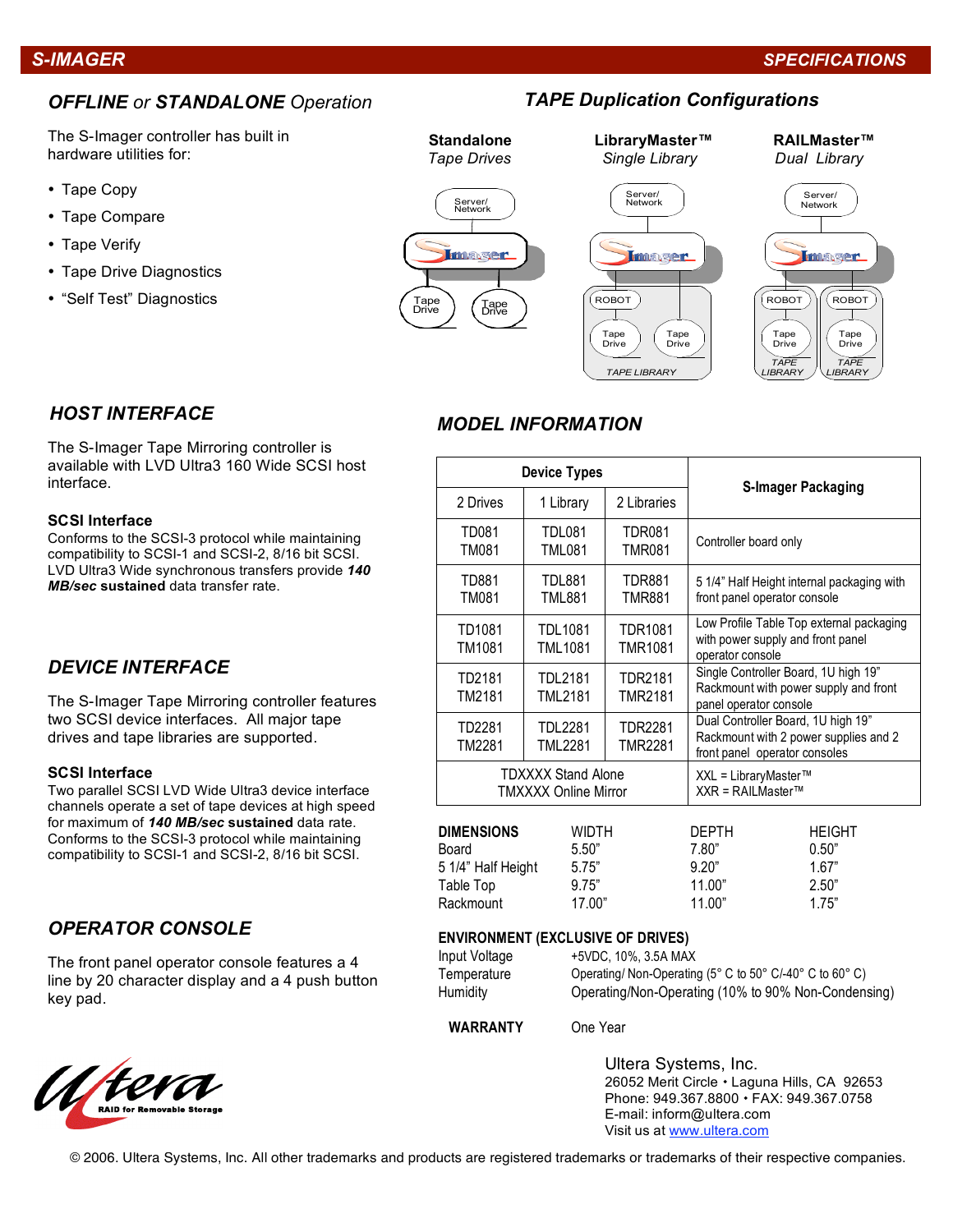S-IMAGER SPECIFICATIONS

## *OFFLINE* or *STANDALONE* Operation

The S-Imager controller has built in hardware utilities for:

- Tape Copy
- Tape Compare
- Tape Verify
- Tape Drive Diagnostics
- "Self Test" Diagnostics

## TAPE Duplication Configurations

**Standalone**
*Tape Drives*

Server/ Network

Imager

Tape Drive

Tape Drive

**LibraryMaster™**
*Single Library*

Server/ Network

Imager

ROBOT

Tape Drive

Tape Drive

TAPE LIBRARY

**RAILMaster™**
*Dual Library*

Server/ Network

Imager

ROBOT

ROBOT

Tape Drive

Tape Drive

TAPE LIBRARY

TAPE LIBRARY

## HOST INTERFACE

The S-Imager Tape Mirroring controller is available with LVD Ultra3 160 Wide SCSI host interface.

**SCSI Interface**
Conforms to the SCSI-3 protocol while maintaining compatibility to SCSI-1 and SCSI-2, 8/16 bit SCSI. LVD Ultra3 Wide synchronous transfers provide ***140 MB/sec* sustained** data transfer rate.

## DEVICE INTERFACE

The S-Imager Tape Mirroring controller features two SCSI device interfaces. All major tape drives and tape libraries are supported.

**SCSI Interface**
Two parallel SCSI LVD Wide Ultra3 device interface channels operate a set of tape devices at high speed for maximum of ***140 MB/sec* sustained** data rate. Conforms to the SCSI-3 protocol while maintaining compatibility to SCSI-1 and SCSI-2, 8/16 bit SCSI.

## OPERATOR CONSOLE

The front panel operator console features a 4 line by 20 character display and a 4 push button key pad.

## MODEL INFORMATION

| Device Types | | | S-Imager Packaging |
|---|---|---|---|
| 2 Drives | 1 Library | 2 Libraries | |
| TD081<br>TM081 | TDL081<br>TML081 | TDR081<br>TMR081 | Controller board only |
| TD881<br>TM081 | TDL881<br>TML881 | TDR881<br>TMR881 | 5 1/4" Half Height internal packaging with front panel operator console |
| TD1081<br>TM1081 | TDL1081<br>TML1081 | TDR1081<br>TMR1081 | Low Profile Table Top external packaging with power supply and front panel operator console |
| TD2181<br>TM2181 | TDL2181<br>TML2181 | TDR2181<br>TMR2181 | Single Controller Board, 1U high 19" Rackmount with power supply and front panel operator console |
| TD2281<br>TM2281 | TDL2281<br>TML2281 | TDR2281<br>TMR2281 | Dual Controller Board, 1U high 19" Rackmount with 2 power supplies and 2 front panel operator consoles |
| TDXXXX Stand Alone<br>TMXXXX Online Mirror | | | XXL = LibraryMaster™<br>XXR = RAILMaster™ |

| **DIMENSIONS** | WIDTH | DEPTH | HEIGHT |
|---|---|---|---|
| Board | 5.50" | 7.80" | 0.50" |
| 5 1/4" Half Height | 5.75" | 9.20" | 1.67" |
| Table Top | 9.75" | 11.00" | 2.50" |
| Rackmount | 17.00" | 11.00" | 1.75" |

**ENVIRONMENT (EXCLUSIVE OF DRIVES)**

| | |
|---|---|
| Input Voltage | +5VDC, 10%, 3.5A MAX |
| Temperature | Operating/ Non-Operating (5° C to 50° C/-40° C to 60° C) |
| Humidity | Operating/Non-Operating (10% to 90% Non-Condensing) |

**WARRANTY** One Year

Ultera — RAID for Removable Storage

Ultera Systems, Inc.
26052 Merit Circle • Laguna Hills, CA 92653
Phone: 949.367.8800 • FAX: 949.367.0758
E-mail: inform@ultera.com
Visit us at www.ultera.com

© 2006. Ultera Systems, Inc. All other trademarks and products are registered trademarks or trademarks of their respective companies.